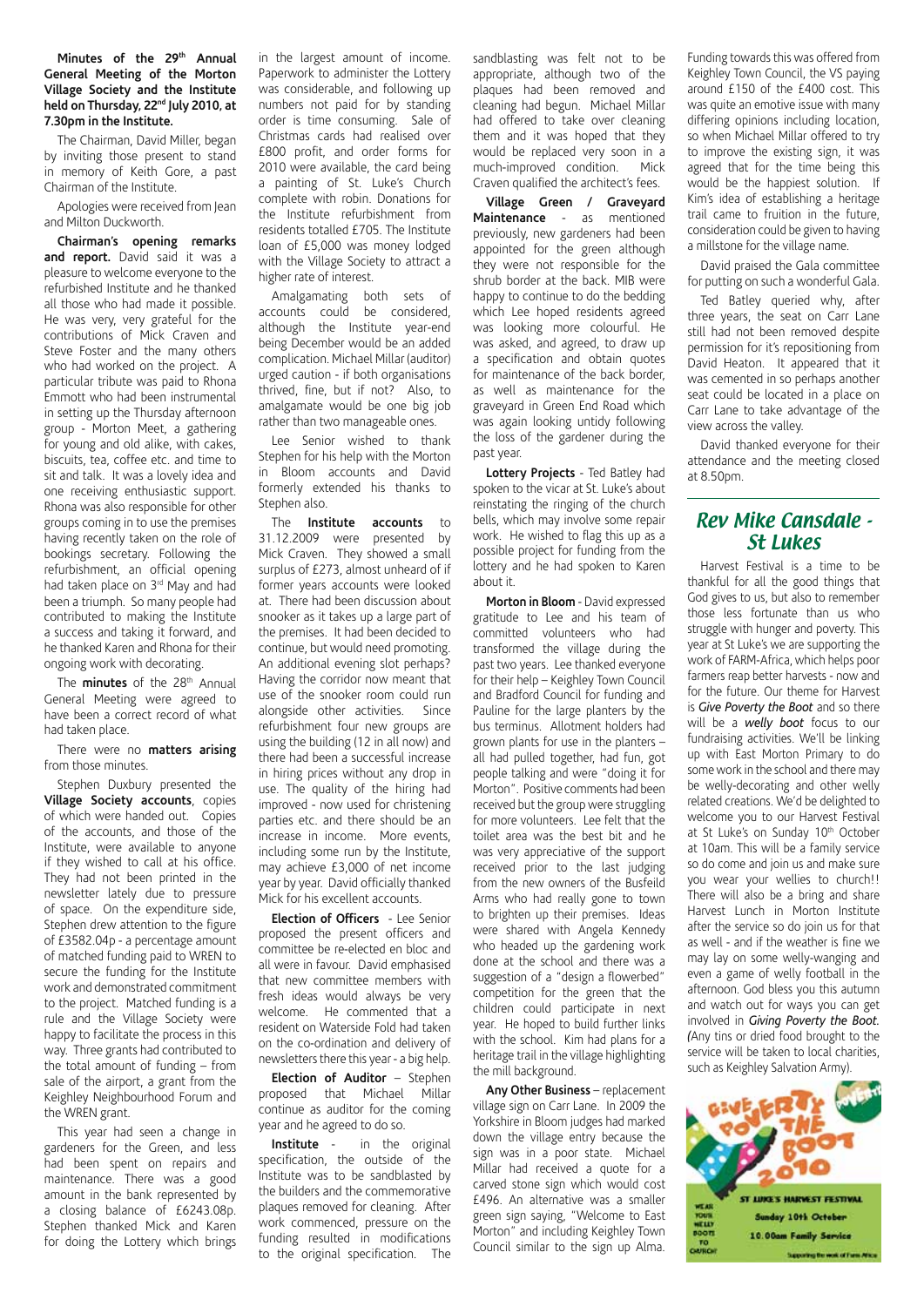**Minutes of the 29th Annual General Meeting of the Morton Village Society and the Institute held on Thursday, 22nd July 2010, at 7.30pm in the Institute.**

The Chairman, David Miller, began by inviting those present to stand in memory of Keith Gore, a past Chairman of the Institute.

Apologies were received from Jean and Milton Duckworth.

**Chairman's opening remarks and report.** David said it was a pleasure to welcome everyone to the refurbished Institute and he thanked all those who had made it possible. He was very, very grateful for the contributions of Mick Craven and Steve Foster and the many others who had worked on the project. A particular tribute was paid to Rhona Emmott who had been instrumental in setting up the Thursday afternoon group - Morton Meet, a gathering for young and old alike, with cakes, biscuits, tea, coffee etc. and time to sit and talk. It was a lovely idea and one receiving enthusiastic support. Rhona was also responsible for other groups coming in to use the premises having recently taken on the role of bookings secretary. Following the refurbishment, an official opening had taken place on 3rd May and had been a triumph. So many people had contributed to making the Institute a success and taking it forward, and he thanked Karen and Rhona for their ongoing work with decorating.

The **minutes** of the 28th Annual General Meeting were agreed to have been a correct record of what had taken place.

There were no **matters arising** from those minutes.

Stephen Duxbury presented the **Village Society accounts**, copies of which were handed out. Copies of the accounts, and those of the Institute, were available to anyone if they wished to call at his office. They had not been printed in the newsletter lately due to pressure of space. On the expenditure side, Stephen drew attention to the figure of £3582.04p - a percentage amount of matched funding paid to WREN to secure the funding for the Institute work and demonstrated commitment to the project. Matched funding is a rule and the Village Society were happy to facilitate the process in this way. Three grants had contributed to the total amount of funding – from sale of the airport, a grant from the Keighley Neighbourhood Forum and the WREN grant.

This year had seen a change in gardeners for the Green, and less had been spent on repairs and maintenance. There was a good amount in the bank represented by a closing balance of £6243.08p. Stephen thanked Mick and Karen for doing the Lottery which brings in the largest amount of income. Paperwork to administer the Lottery was considerable, and following up numbers not paid for by standing order is time consuming. Sale of Christmas cards had realised over £800 profit, and order forms for 2010 were available, the card being a painting of St. Luke's Church complete with robin. Donations for the Institute refurbishment from residents totalled £705. The Institute loan of £5,000 was money lodged with the Village Society to attract a higher rate of interest.

Amalgamating both sets of accounts could be considered, although the Institute year-end being December would be an added complication. Michael Millar (auditor) urged caution - if both organisations thrived, fine, but if not? Also, to amalgamate would be one big job rather than two manageable ones.

Lee Senior wished to thank Stephen for his help with the Morton in Bloom accounts and David formerly extended his thanks to Stephen also.

The **Institute accounts** to 31.12.2009 were presented by Mick Craven. They showed a small surplus of £273, almost unheard of if former years accounts were looked at. There had been discussion about snooker as it takes up a large part of the premises. It had been decided to continue, but would need promoting. An additional evening slot perhaps? Having the corridor now meant that use of the snooker room could run alongside other activities. Since refurbishment four new groups are using the building (12 in all now) and there had been a successful increase in hiring prices without any drop in use. The quality of the hiring had improved - now used for christening parties etc. and there should be an increase in income. More events, including some run by the Institute, may achieve £3,000 of net income year by year. David officially thanked Mick for his excellent accounts.

**Election of Officers** - Lee Senior proposed the present officers and committee be re-elected en bloc and all were in favour. David emphasised that new committee members with fresh ideas would always be very welcome. He commented that a resident on Waterside Fold had taken on the co-ordination and delivery of newsletters there this year - a big help.

**Election of Auditor** – Stephen proposed that Michael Millar continue as auditor for the coming year and he agreed to do so.

**Institute** - in the original specification, the outside of the Institute was to be sandblasted by the builders and the commemorative plaques removed for cleaning. After work commenced, pressure on the funding resulted in modifications to the original specification. The sandblasting was felt not to be appropriate, although two of the plaques had been removed and cleaning had begun. Michael Millar had offered to take over cleaning them and it was hoped that they would be replaced very soon in a much-improved condition. Mick Craven qualified the architect's fees.

**Village Green / Graveyard Maintenance** - as mentioned previously, new gardeners had been appointed for the green although they were not responsible for the shrub border at the back. MIB were happy to continue to do the bedding which Lee hoped residents agreed was looking more colourful. He was asked, and agreed, to draw up a specification and obtain quotes for maintenance of the back border, as well as maintenance for the graveyard in Green End Road which was again looking untidy following the loss of the gardener during the past year.

**Lottery Projects** - Ted Batley had spoken to the vicar at St. Luke's about reinstating the ringing of the church bells, which may involve some repair work. He wished to flag this up as a possible project for funding from the lottery and he had spoken to Karen about it.

**Morton in Bloom** - David expressed gratitude to Lee and his team of committed volunteers who had transformed the village during the past two years. Lee thanked everyone for their help – Keighley Town Council and Bradford Council for funding and Pauline for the large planters by the bus terminus. Allotment holders had grown plants for use in the planters – all had pulled together, had fun, got people talking and were "doing it for Morton". Positive comments had been received but the group were struggling for more volunteers. Lee felt that the toilet area was the best bit and he was very appreciative of the support received prior to the last judging from the new owners of the Busfeild Arms who had really gone to town to brighten up their premises. Ideas were shared with Angela Kennedy who headed up the gardening work done at the school and there was a suggestion of a "design a flowerbed" competition for the green that the children could participate in next year. He hoped to build further links with the school. Kim had plans for a heritage trail in the village highlighting the mill background.

**Any Other Business** – replacement village sign on Carr Lane. In 2009 the Yorkshire in Bloom judges had marked down the village entry because the sign was in a poor state. Michael Millar had received a quote for a carved stone sign which would cost £496. An alternative was a smaller green sign saying, "Welcome to East Morton" and including Keighley Town Council similar to the sign up Alma. Funding towards this was offered from Keighley Town Council, the VS paying around £150 of the £400 cost. This was quite an emotive issue with many differing opinions including location, so when Michael Millar offered to try to improve the existing sign, it was agreed that for the time being this would be the happiest solution. If Kim's idea of establishing a heritage trail came to fruition in the future, consideration could be given to having a millstone for the village name.

David praised the Gala committee for putting on such a wonderful Gala.

Ted Batley queried why, after three years, the seat on Carr Lane still had not been removed despite permission for it's repositioning from David Heaton. It appeared that it was cemented in so perhaps another seat could be located in a place on Carr Lane to take advantage of the view across the valley.

David thanked everyone for their attendance and the meeting closed at 8.50pm.

## Rev Mike Cansdale - St Lukes

Harvest Festival is a time to be thankful for all the good things that God gives to us, but also to remember those less fortunate than us who struggle with hunger and poverty. This year at St Luke's we are supporting the work of FARM-Africa, which helps poor farmers reap better harvests - now and for the future. Our theme for Harvest is *Give Poverty the Boot* and so there will be a ***welly boot*** focus to our fundraising activities. We'll be linking up with East Morton Primary to do some work in the school and there may be welly-decorating and other welly related creations. We'd be delighted to welcome you to our Harvest Festival at St Luke's on Sunday 10th October at 10am. This will be a family service so do come and join us and make sure you wear your wellies to church!! There will also be a bring and share Harvest Lunch in Morton Institute after the service so do join us for that as well - and if the weather is fine we may lay on some welly-wanging and even a game of welly football in the afternoon. God bless you this autumn and watch out for ways you can get involved in *Giving Poverty the Boot. (*Any tins or dried food brought to the service will be taken to local charities, such as Keighley Salvation Army).

GIVE POVERTY THE BOOT 2010

WEAR YOUR WELLY BOOTS TO CHURCH!

ST LUKE'S HARVEST FESTIVAL

Sunday 10th October

10.00am Family Service

Supporting the work of Farm Africa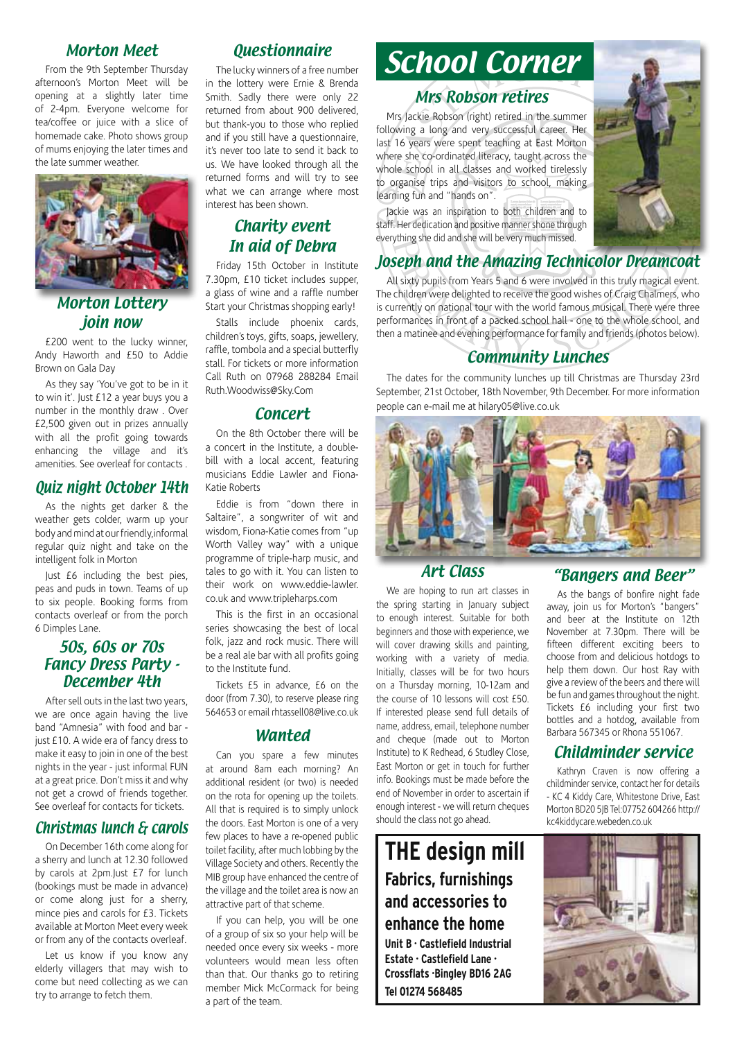## Morton Meet

From the 9th September Thursday afternoon's Morton Meet will be opening at a slightly later time of 2-4pm. Everyone welcome for tea/coffee or juice with a slice of homemade cake. Photo shows group of mums enjoying the later times and the late summer weather.

## Morton Lottery join now

£200 went to the lucky winner, Andy Haworth and £50 to Addie Brown on Gala Day

As they say 'You've got to be in it to win it'. Just £12 a year buys you a number in the monthly draw . Over £2,500 given out in prizes annually with all the profit going towards enhancing the village and it's amenities. See overleaf for contacts .

## Quiz night October 14th

As the nights get darker & the weather gets colder, warm up your body and mind at our friendly,informal regular quiz night and take on the intelligent folk in Morton

Just £6 including the best pies, peas and puds in town. Teams of up to six people. Booking forms from contacts overleaf or from the porch 6 Dimples Lane.

## 50s, 60s or 70s Fancy Dress Party - December 4th

After sell outs in the last two years, we are once again having the live band "Amnesia" with food and bar - just £10. A wide era of fancy dress to make it easy to join in one of the best nights in the year - just informal FUN at a great price. Don't miss it and why not get a crowd of friends together. See overleaf for contacts for tickets.

## Christmas lunch & carols

On December 16th come along for a sherry and lunch at 12.30 followed by carols at 2pm.Just £7 for lunch (bookings must be made in advance) or come along just for a sherry, mince pies and carols for £3. Tickets available at Morton Meet every week or from any of the contacts overleaf.

Let us know if you know any elderly villagers that may wish to come but need collecting as we can try to arrange to fetch them.

## Questionnaire

The lucky winners of a free number in the lottery were Ernie & Brenda Smith. Sadly there were only 22 returned from about 900 delivered, but thank-you to those who replied and if you still have a questionnaire, it's never too late to send it back to us. We have looked through all the returned forms and will try to see what we can arrange where most interest has been shown.

## Charity event In aid of Debra

Friday 15th October in Institute 7.30pm, £10 ticket includes supper, a glass of wine and a raffle number Start your Christmas shopping early!

Stalls include phoenix cards, children's toys, gifts, soaps, jewellery, raffle, tombola and a special butterfly stall. For tickets or more information Call Ruth on 07968 288284 Email Ruth.Woodwiss@Sky.Com

## Concert

On the 8th October there will be a concert in the Institute, a double-bill with a local accent, featuring musicians Eddie Lawler and Fiona-Katie Roberts

Eddie is from "down there in Saltaire", a songwriter of wit and wisdom, Fiona-Katie comes from "up Worth Valley way" with a unique programme of triple-harp music, and tales to go with it. You can listen to their work on www.eddie-lawler.co.uk and www.tripleharps.com

This is the first in an occasional series showcasing the best of local folk, jazz and rock music. There will be a real ale bar with all profits going to the Institute fund.

Tickets £5 in advance, £6 on the door (from 7.30), to reserve please ring 564653 or email rhtassell08@live.co.uk

## Wanted

Can you spare a few minutes at around 8am each morning? An additional resident (or two) is needed on the rota for opening up the toilets. All that is required is to simply unlock the doors. East Morton is one of a very few places to have a re-opened public toilet facility, after much lobbing by the Village Society and others. Recently the MIB group have enhanced the centre of the village and the toilet area is now an attractive part of that scheme.

If you can help, you will be one of a group of six so your help will be needed once every six weeks - more volunteers would mean less often than that. Our thanks go to retiring member Mick McCormack for being a part of the team.

# School Corner

## Mrs Robson retires

Mrs Jackie Robson (right) retired in the summer following a long and very successful career. Her last 16 years were spent teaching at East Morton where she co-ordinated literacy, taught across the whole school in all classes and worked tirelessly to organise trips and visitors to school, making learning fun and "hands on".

Jackie was an inspiration to both children and to staff. Her dedication and positive manner shone through everything she did and she will be very much missed.

## Joseph and the Amazing Technicolor Dreamcoat

All sixty pupils from Years 5 and 6 were involved in this truly magical event. The children were delighted to receive the good wishes of Craig Chalmers, who is currently on national tour with the world famous musical. There were three performances in front of a packed school hall - one to the whole school, and then a matinee and evening performance for family and friends (photos below).

## Community Lunches

The dates for the community lunches up till Christmas are Thursday 23rd September, 21st October, 18th November, 9th December. For more information people can e-mail me at hilary05@live.co.uk

## Art Class

We are hoping to run art classes in the spring starting in January subject to enough interest. Suitable for both beginners and those with experience, we will cover drawing skills and painting, working with a variety of media. Initially, classes will be for two hours on a Thursday morning, 10-12am and the course of 10 lessons will cost £50. If interested please send full details of name, address, email, telephone number and cheque (made out to Morton Institute) to K Redhead, 6 Studley Close, East Morton or get in touch for further info. Bookings must be made before the end of November in order to ascertain if enough interest - we will return cheques should the class not go ahead.

## "Bangers and Beer"

As the bangs of bonfire night fade away, join us for Morton's "bangers" and beer at the Institute on 12th November at 7.30pm. There will be fifteen different exciting beers to choose from and delicious hotdogs to help them down. Our host Ray with give a review of the beers and there will be fun and games throughout the night. Tickets £6 including your first two bottles and a hotdog, available from Barbara 567345 or Rhona 551067.

## Childminder service

Kathryn Craven is now offering a childminder service, contact her for details - KC 4 Kiddy Care, Whitestone Drive, East Morton BD20 5JB Tel:07752 604266 http://kc4kiddycare.webeden.co.uk

## THE design mill

**Fabrics, furnishings and accessories to enhance the home**

**Unit B · Castlefield Industrial Estate · Castlefield Lane · Crossflats ·Bingley BD16 2AG**

**Tel 01274 568485**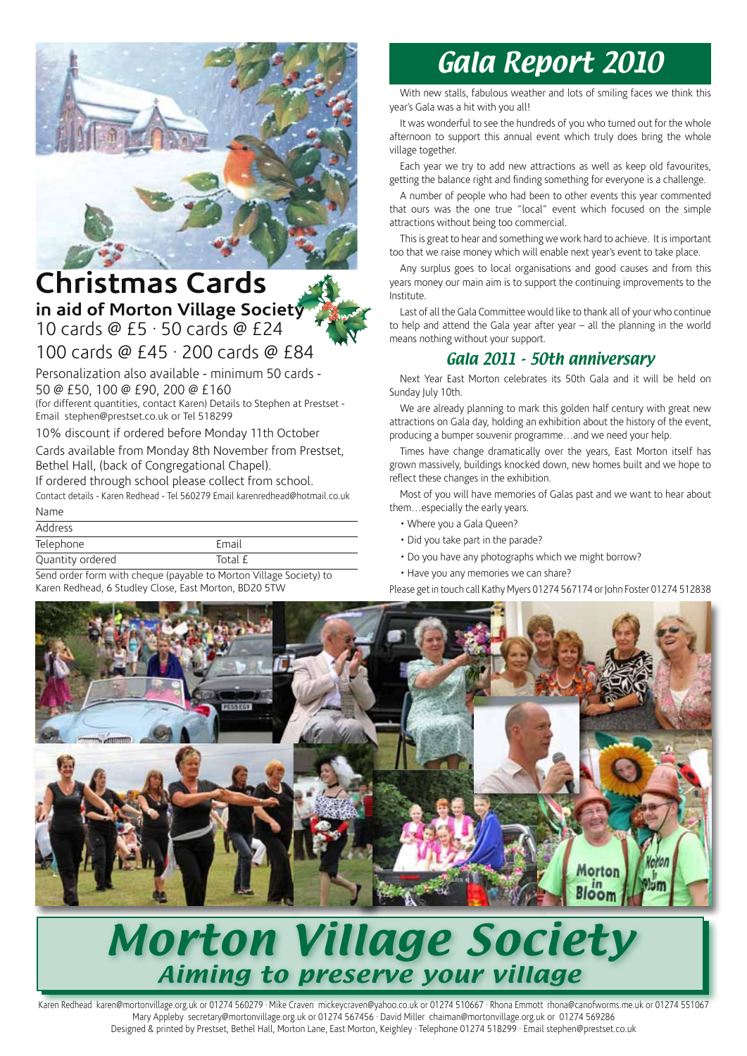# Christmas Cards

## in aid of Morton Village Society

10 cards @ £5 · 50 cards @ £24

100 cards @ £45 · 200 cards @ £84

Personalization also available - minimum 50 cards - 50 @ £50, 100 @ £90, 200 @ £160

(for different quantities, contact Karen) Details to Stephen at Prestset - Email stephen@prestset.co.uk or Tel 518299

10% discount if ordered before Monday 11th October

Cards available from Monday 8th November from Prestset, Bethel Hall, (back of Congregational Chapel).

If ordered through school please collect from school.

Contact details - Karen Redhead - Tel 560279 Email karenredhead@hotmail.co.uk

Name

Address

Telephone | Email

Quantity ordered | Total £

Send order form with cheque (payable to Morton Village Society) to Karen Redhead, 6 Studley Close, East Morton, BD20 5TW

# *Gala Report 2010*

With new stalls, fabulous weather and lots of smiling faces we think this year's Gala was a hit with you all!

It was wonderful to see the hundreds of you who turned out for the whole afternoon to support this annual event which truly does bring the whole village together.

Each year we try to add new attractions as well as keep old favourites, getting the balance right and finding something for everyone is a challenge.

A number of people who had been to other events this year commented that ours was the one true "local" event which focused on the simple attractions without being too commercial.

This is great to hear and something we work hard to achieve. It is important too that we raise money which will enable next year's event to take place.

Any surplus goes to local organisations and good causes and from this years money our main aim is to support the continuing improvements to the Institute.

Last of all the Gala Committee would like to thank all of your who continue to help and attend the Gala year after year – all the planning in the world means nothing without your support.

## *Gala 2011 - 50th anniversary*

Next Year East Morton celebrates its 50th Gala and it will be held on Sunday July 10th.

We are already planning to mark this golden half century with great new attractions on Gala day, holding an exhibition about the history of the event, producing a bumper souvenir programme…and we need your help.

Times have change dramatically over the years, East Morton itself has grown massively, buildings knocked down, new homes built and we hope to reflect these changes in the exhibition.

Most of you will have memories of Galas past and we want to hear about them…especially the early years.

- Where you a Gala Queen?
- Did you take part in the parade?
- Do you have any photographs which we might borrow?
- Have you any memories we can share?

Please get in touch call Kathy Myers 01274 567174 or John Foster 01274 512838

# *Morton Village Society*

## *Aiming to preserve your village*

Karen Redhead karen@mortonvillage.org.uk or 01274 560279 · Mike Craven mickeycraven@yahoo.co.uk or 01274 510667 · Rhona Emmott rhona@canofworms.me.uk or 01274 551067
Mary Appleby secretary@mortonvillage.org.uk or 01274 567456 · David Miller chaiman@mortonvillage.org.uk or 01274 569286
Designed & printed by Prestset, Bethel Hall, Morton Lane, East Morton, Keighley · Telephone 01274 518299 · Email stephen@prestset.co.uk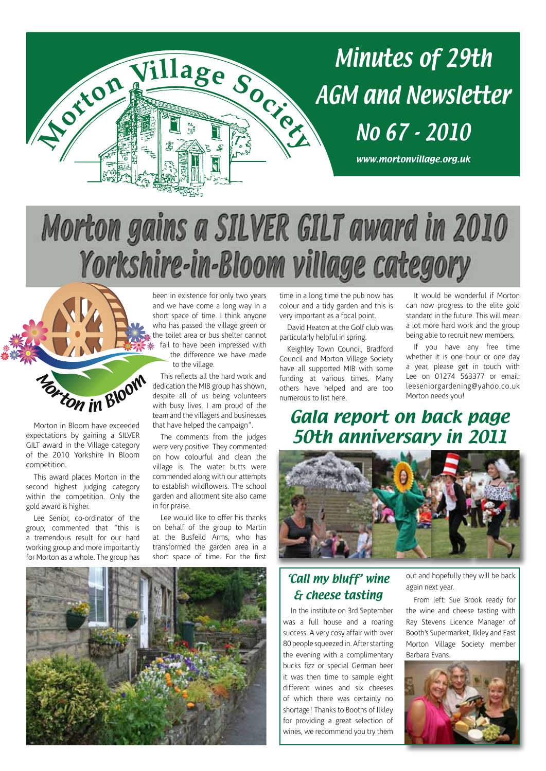# Morton Village Society

# Minutes of 29th AGM and Newsletter No 67 - 2010

www.mortonvillage.org.uk

# Morton gains a SILVER GILT award in 2010 Yorkshire-in-Bloom village category

Morton in Bloom

Morton in Bloom have exceeded expectations by gaining a SILVER GILT award in the Village category of the 2010 Yorkshire In Bloom competition.

This award places Morton in the second highest judging category within the competition. Only the gold award is higher.

Lee Senior, co-ordinator of the group, commented that "this is a tremendous result for our hard working group and more importantly for Morton as a whole. The group has been in existence for only two years and we have come a long way in a short space of time. I think anyone who has passed the village green or the toilet area or bus shelter cannot fail to have been impressed with the difference we have made to the village.

This reflects all the hard work and dedication the MIB group has shown, despite all of us being volunteers with busy lives. I am proud of the team and the villagers and businesses that have helped the campaign".

The comments from the judges were very positive. They commented on how colourful and clean the village is. The water butts were commended along with our attempts to establish wildflowers. The school garden and allotment site also came in for praise.

Lee would like to offer his thanks on behalf of the group to Martin at the Busfeild Arms, who has transformed the garden area in a short space of time. For the first time in a long time the pub now has colour and a tidy garden and this is very important as a focal point.

David Heaton at the Golf club was particularly helpful in spring.

Keighley Town Council, Bradford Council and Morton Village Society have all supported MIB with some funding at various times. Many others have helped and are too numerous to list here.

It would be wonderful if Morton can now progress to the elite gold standard in the future. This will mean a lot more hard work and the group being able to recruit new members.

If you have any free time whether it is one hour or one day a year, please get in touch with Lee on 01274 563377 or email: leeseniorgardening@yahoo.co.uk Morton needs you!

## Gala report on back page 50th anniversary in 2011

## 'Call my bluff' wine & cheese tasting

In the institute on 3rd September was a full house and a roaring success. A very cosy affair with over 80 people squeezed in. After starting the evening with a complimentary bucks fizz or special German beer it was then time to sample eight different wines and six cheeses of which there was certainly no shortage! Thanks to Booths of Ilkley for providing a great selection of wines, we recommend you try them out and hopefully they will be back again next year.

From left: Sue Brook ready for the wine and cheese tasting with Ray Stevens Licence Manager of Booth's Supermarket, Ilkley and East Morton Village Society member Barbara Evans.